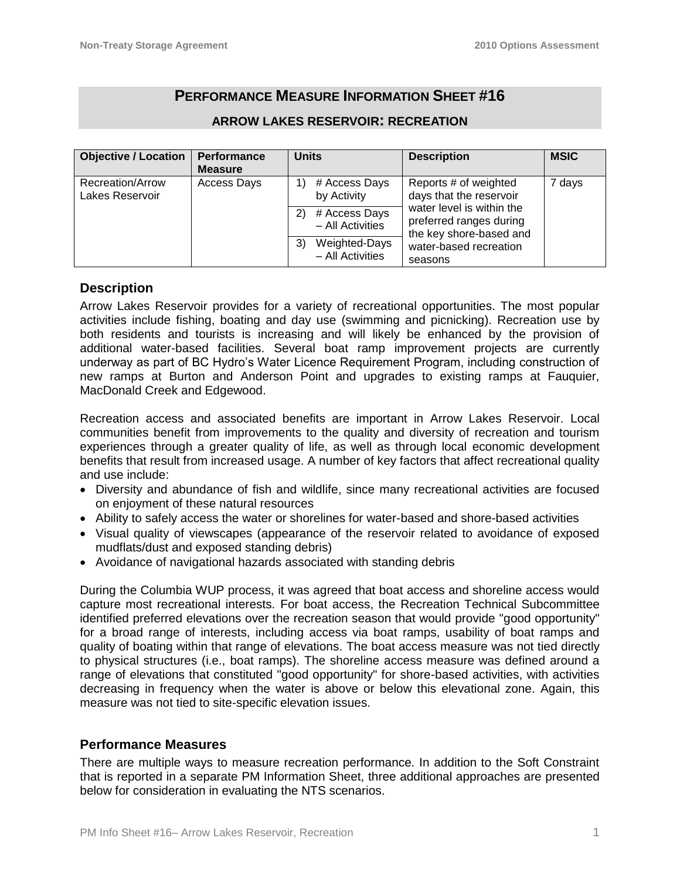## PERFORMANCE MEASURE INFORMATION SHEET #16

### ARROW LAKES RESERVOIR: RECREATION

| Objective / Location | Performance Measure | Units | Description | MSIC |
|---|---|---|---|---|
| Recreation/Arrow Lakes Reservoir | Access Days | 1) # Access Days by Activity | Reports # of weighted days that the reservoir water level is within the preferred ranges during the key shore-based and water-based recreation seasons | 7 days |
| | | 2) # Access Days – All Activities | | |
| | | 3) Weighted-Days – All Activities | | |

### Description

Arrow Lakes Reservoir provides for a variety of recreational opportunities. The most popular activities include fishing, boating and day use (swimming and picnicking). Recreation use by both residents and tourists is increasing and will likely be enhanced by the provision of additional water-based facilities. Several boat ramp improvement projects are currently underway as part of BC Hydro's Water Licence Requirement Program, including construction of new ramps at Burton and Anderson Point and upgrades to existing ramps at Fauquier, MacDonald Creek and Edgewood.

Recreation access and associated benefits are important in Arrow Lakes Reservoir. Local communities benefit from improvements to the quality and diversity of recreation and tourism experiences through a greater quality of life, as well as through local economic development benefits that result from increased usage. A number of key factors that affect recreational quality and use include:

- Diversity and abundance of fish and wildlife, since many recreational activities are focused on enjoyment of these natural resources
- Ability to safely access the water or shorelines for water-based and shore-based activities
- Visual quality of viewscapes (appearance of the reservoir related to avoidance of exposed mudflats/dust and exposed standing debris)
- Avoidance of navigational hazards associated with standing debris

During the Columbia WUP process, it was agreed that boat access and shoreline access would capture most recreational interests. For boat access, the Recreation Technical Subcommittee identified preferred elevations over the recreation season that would provide "good opportunity" for a broad range of interests, including access via boat ramps, usability of boat ramps and quality of boating within that range of elevations. The boat access measure was not tied directly to physical structures (i.e., boat ramps). The shoreline access measure was defined around a range of elevations that constituted "good opportunity" for shore-based activities, with activities decreasing in frequency when the water is above or below this elevational zone. Again, this measure was not tied to site-specific elevation issues.

### Performance Measures

There are multiple ways to measure recreation performance. In addition to the Soft Constraint that is reported in a separate PM Information Sheet, three additional approaches are presented below for consideration in evaluating the NTS scenarios.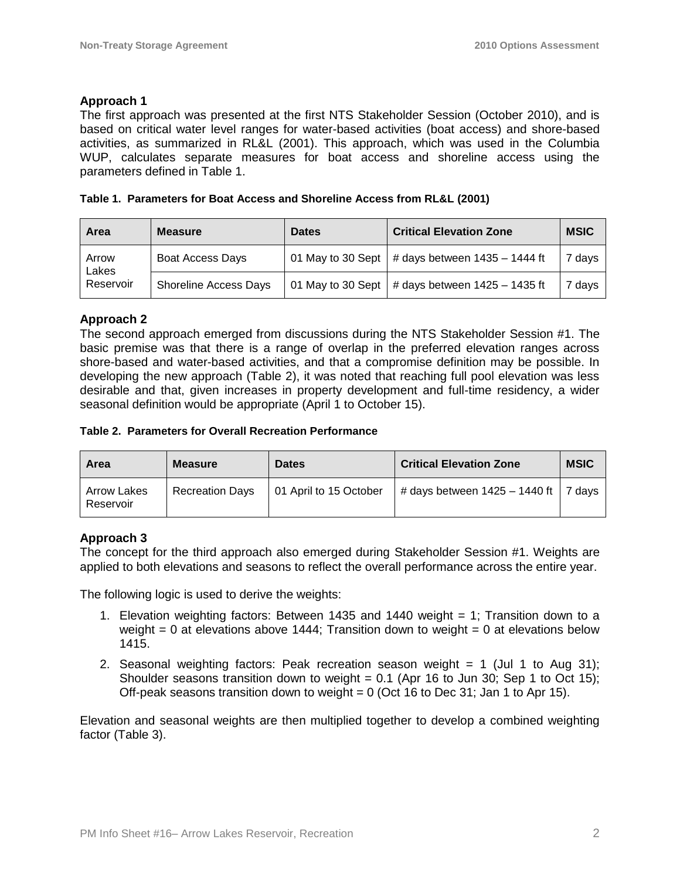### Approach 1

The first approach was presented at the first NTS Stakeholder Session (October 2010), and is based on critical water level ranges for water-based activities (boat access) and shore-based activities, as summarized in RL&L (2001). This approach, which was used in the Columbia WUP, calculates separate measures for boat access and shoreline access using the parameters defined in Table 1.

**Table 1. Parameters for Boat Access and Shoreline Access from RL&L (2001)**

| Area | Measure | Dates | Critical Elevation Zone | MSIC |
|---|---|---|---|---|
| Arrow Lakes Reservoir | Boat Access Days | 01 May to 30 Sept | # days between 1435 – 1444 ft | 7 days |
| | Shoreline Access Days | 01 May to 30 Sept | # days between 1425 – 1435 ft | 7 days |

### Approach 2

The second approach emerged from discussions during the NTS Stakeholder Session #1. The basic premise was that there is a range of overlap in the preferred elevation ranges across shore-based and water-based activities, and that a compromise definition may be possible. In developing the new approach (Table 2), it was noted that reaching full pool elevation was less desirable and that, given increases in property development and full-time residency, a wider seasonal definition would be appropriate (April 1 to October 15).

**Table 2. Parameters for Overall Recreation Performance**

| Area | Measure | Dates | Critical Elevation Zone | MSIC |
|---|---|---|---|---|
| Arrow Lakes Reservoir | Recreation Days | 01 April to 15 October | # days between 1425 – 1440 ft | 7 days |

### Approach 3

The concept for the third approach also emerged during Stakeholder Session #1. Weights are applied to both elevations and seasons to reflect the overall performance across the entire year.

The following logic is used to derive the weights:

1. Elevation weighting factors: Between 1435 and 1440 weight = 1; Transition down to a weight = 0 at elevations above 1444; Transition down to weight = 0 at elevations below 1415.
2. Seasonal weighting factors: Peak recreation season weight = 1 (Jul 1 to Aug 31); Shoulder seasons transition down to weight = 0.1 (Apr 16 to Jun 30; Sep 1 to Oct 15); Off-peak seasons transition down to weight = 0 (Oct 16 to Dec 31; Jan 1 to Apr 15).

Elevation and seasonal weights are then multiplied together to develop a combined weighting factor (Table 3).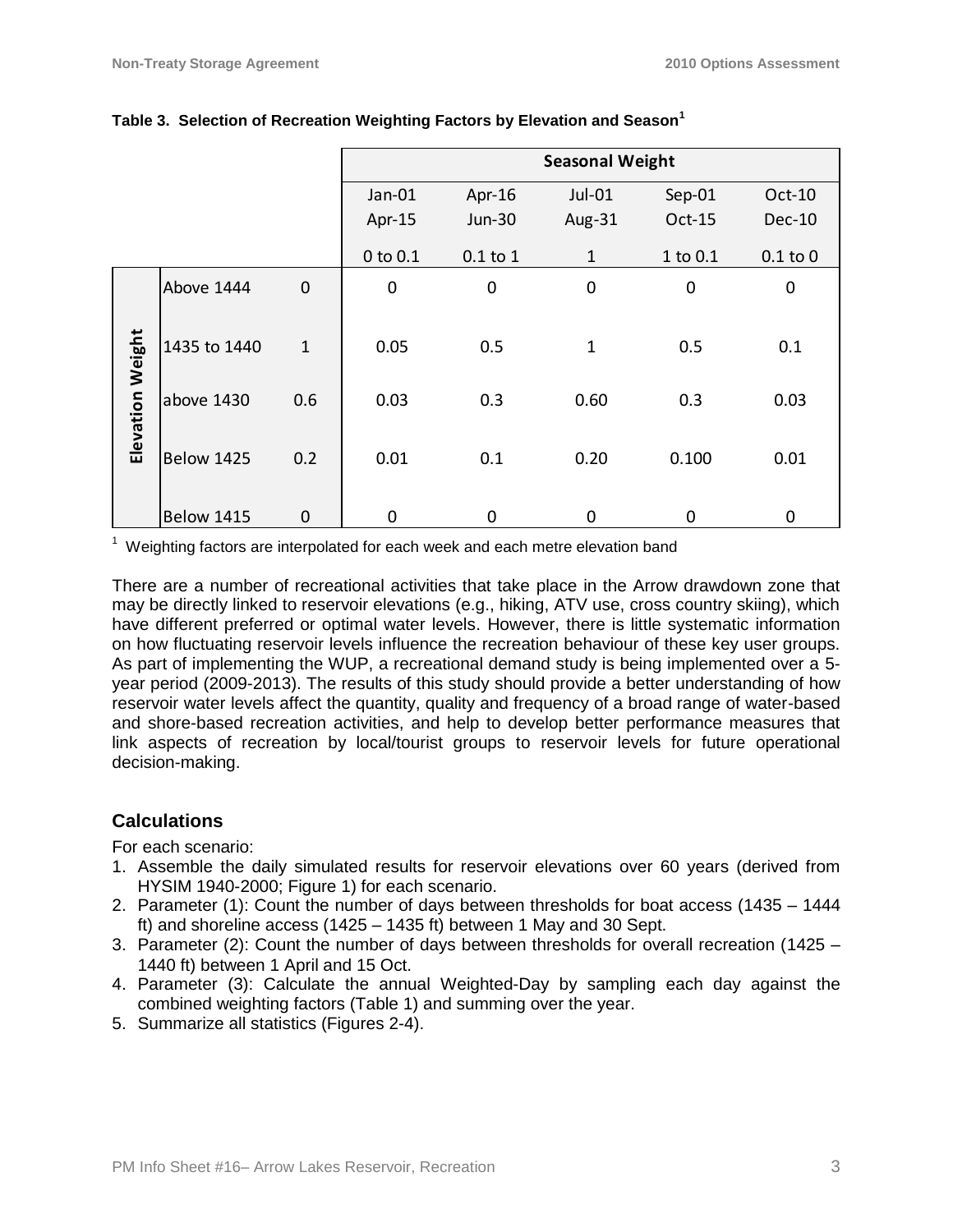**Table 3. Selection of Recreation Weighting Factors by Elevation and Season[1]**

| | | | Seasonal Weight | | | | |
|---|---|---|---|---|---|---|---|
| | | | Jan-01 Apr-15 | Apr-16 Jun-30 | Jul-01 Aug-31 | Sep-01 Oct-15 | Oct-10 Dec-10 |
| | | | 0 to 0.1 | 0.1 to 1 | 1 | 1 to 0.1 | 0.1 to 0 |
| Elevation Weight | Above 1444 | 0 | 0 | 0 | 0 | 0 | 0 |
| | 1435 to 1440 | 1 | 0.05 | 0.5 | 1 | 0.5 | 0.1 |
| | above 1430 | 0.6 | 0.03 | 0.3 | 0.60 | 0.3 | 0.03 |
| | Below 1425 | 0.2 | 0.01 | 0.1 | 0.20 | 0.100 | 0.01 |
| | Below 1415 | 0 | 0 | 0 | 0 | 0 | 0 |

[1] Weighting factors are interpolated for each week and each metre elevation band

There are a number of recreational activities that take place in the Arrow drawdown zone that may be directly linked to reservoir elevations (e.g., hiking, ATV use, cross country skiing), which have different preferred or optimal water levels. However, there is little systematic information on how fluctuating reservoir levels influence the recreation behaviour of these key user groups. As part of implementing the WUP, a recreational demand study is being implemented over a 5-year period (2009-2013). The results of this study should provide a better understanding of how reservoir water levels affect the quantity, quality and frequency of a broad range of water-based and shore-based recreation activities, and help to develop better performance measures that link aspects of recreation by local/tourist groups to reservoir levels for future operational decision-making.

## Calculations

For each scenario:

1. Assemble the daily simulated results for reservoir elevations over 60 years (derived from HYSIM 1940-2000; Figure 1) for each scenario.
2. Parameter (1): Count the number of days between thresholds for boat access (1435 – 1444 ft) and shoreline access (1425 – 1435 ft) between 1 May and 30 Sept.
3. Parameter (2): Count the number of days between thresholds for overall recreation (1425 – 1440 ft) between 1 April and 15 Oct.
4. Parameter (3): Calculate the annual Weighted-Day by sampling each day against the combined weighting factors (Table 1) and summing over the year.
5. Summarize all statistics (Figures 2-4).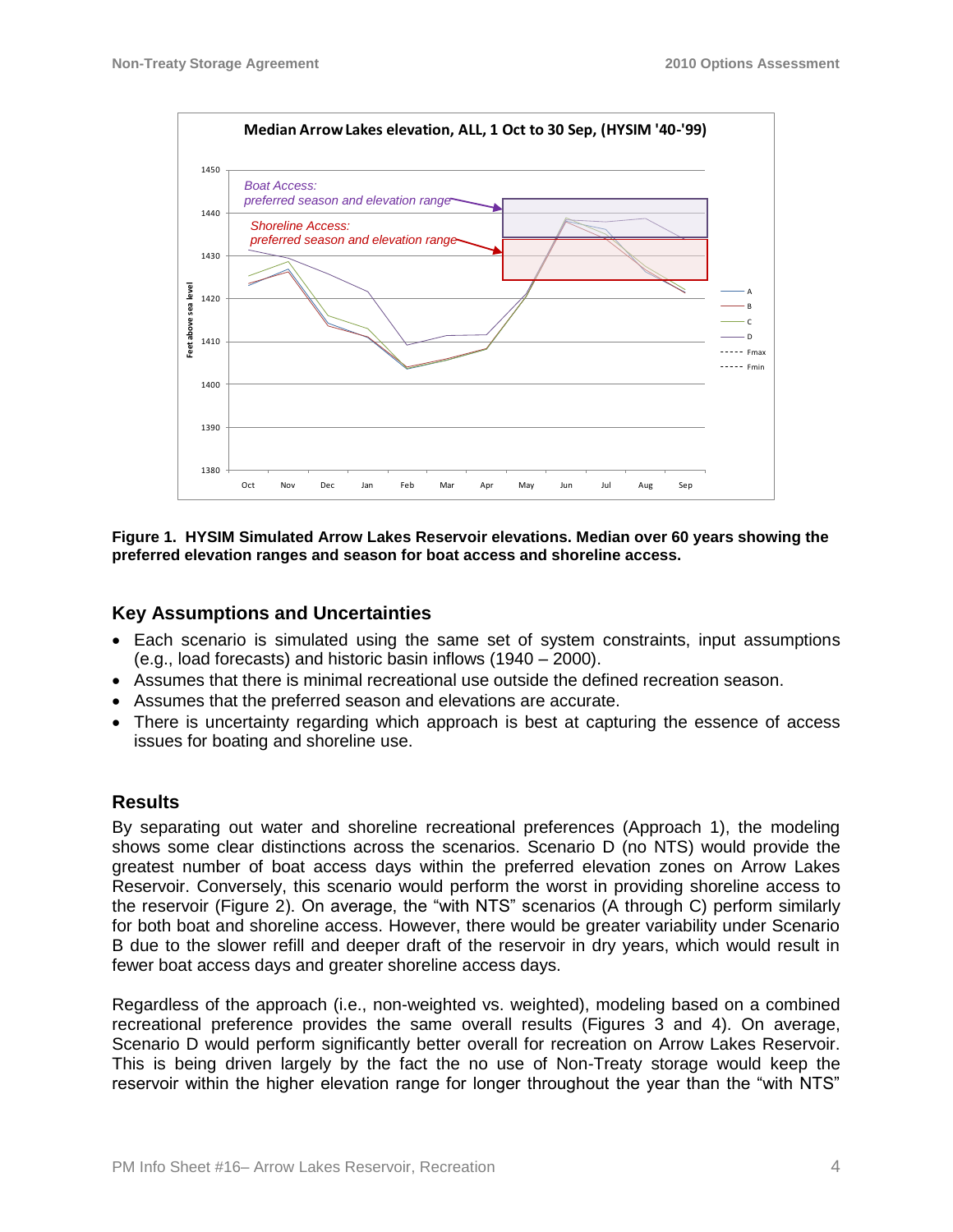**Figure 1. HYSIM Simulated Arrow Lakes Reservoir elevations. Median over 60 years showing the preferred elevation ranges and season for boat access and shoreline access.**

## Key Assumptions and Uncertainties

- Each scenario is simulated using the same set of system constraints, input assumptions (e.g., load forecasts) and historic basin inflows (1940 – 2000).
- Assumes that there is minimal recreational use outside the defined recreation season.
- Assumes that the preferred season and elevations are accurate.
- There is uncertainty regarding which approach is best at capturing the essence of access issues for boating and shoreline use.

## Results

By separating out water and shoreline recreational preferences (Approach 1), the modeling shows some clear distinctions across the scenarios. Scenario D (no NTS) would provide the greatest number of boat access days within the preferred elevation zones on Arrow Lakes Reservoir. Conversely, this scenario would perform the worst in providing shoreline access to the reservoir (Figure 2). On average, the "with NTS" scenarios (A through C) perform similarly for both boat and shoreline access. However, there would be greater variability under Scenario B due to the slower refill and deeper draft of the reservoir in dry years, which would result in fewer boat access days and greater shoreline access days.

Regardless of the approach (i.e., non-weighted vs. weighted), modeling based on a combined recreational preference provides the same overall results (Figures 3 and 4). On average, Scenario D would perform significantly better overall for recreation on Arrow Lakes Reservoir. This is being driven largely by the fact the no use of Non-Treaty storage would keep the reservoir within the higher elevation range for longer throughout the year than the "with NTS"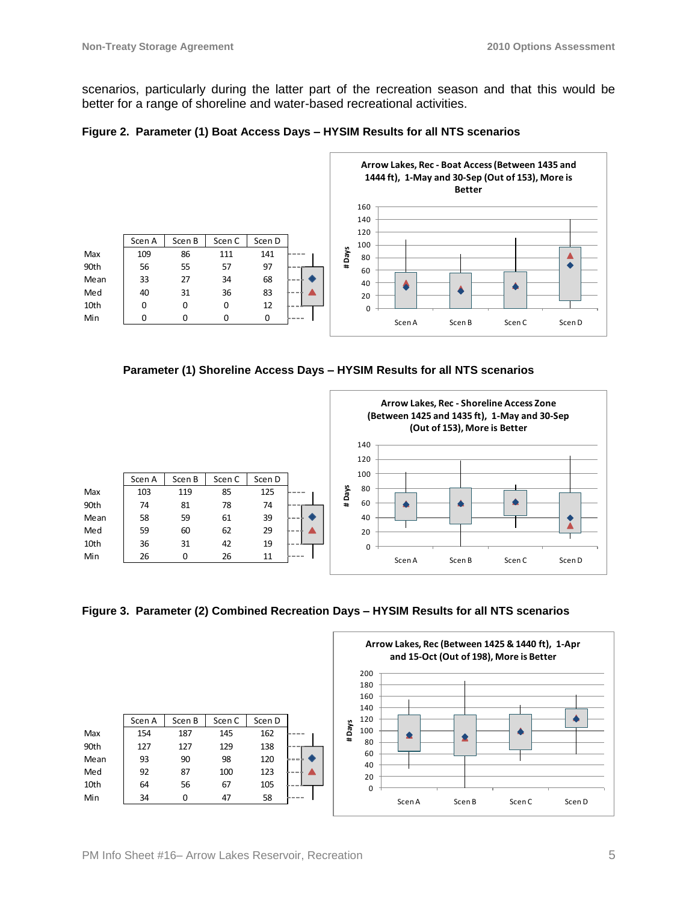scenarios, particularly during the latter part of the recreation season and that this would be better for a range of shoreline and water-based recreational activities.

**Figure 2. Parameter (1) Boat Access Days – HYSIM Results for all NTS scenarios**

| | Scen A | Scen B | Scen C | Scen D |
|---|---|---|---|---|
| Max | 109 | 86 | 111 | 141 |
| 90th | 56 | 55 | 57 | 97 |
| Mean | 33 | 27 | 34 | 68 |
| Med | 40 | 31 | 36 | 83 |
| 10th | 0 | 0 | 0 | 12 |
| Min | 0 | 0 | 0 | 0 |

Arrow Lakes, Rec - Boat Access (Between 1435 and 1444 ft), 1-May and 30-Sep (Out of 153), More is Better

**Parameter (1) Shoreline Access Days – HYSIM Results for all NTS scenarios**

| | Scen A | Scen B | Scen C | Scen D |
|---|---|---|---|---|
| Max | 103 | 119 | 85 | 125 |
| 90th | 74 | 81 | 78 | 74 |
| Mean | 58 | 59 | 61 | 39 |
| Med | 59 | 60 | 62 | 29 |
| 10th | 36 | 31 | 42 | 19 |
| Min | 26 | 0 | 26 | 11 |

Arrow Lakes, Rec - Shoreline Access Zone (Between 1425 and 1435 ft), 1-May and 30-Sep (Out of 153), More is Better

**Figure 3. Parameter (2) Combined Recreation Days – HYSIM Results for all NTS scenarios**

| | Scen A | Scen B | Scen C | Scen D |
|---|---|---|---|---|
| Max | 154 | 187 | 145 | 162 |
| 90th | 127 | 127 | 129 | 138 |
| Mean | 93 | 90 | 98 | 120 |
| Med | 92 | 87 | 100 | 123 |
| 10th | 64 | 56 | 67 | 105 |
| Min | 34 | 0 | 47 | 58 |

Arrow Lakes, Rec (Between 1425 & 1440 ft), 1-Apr and 15-Oct (Out of 198), More is Better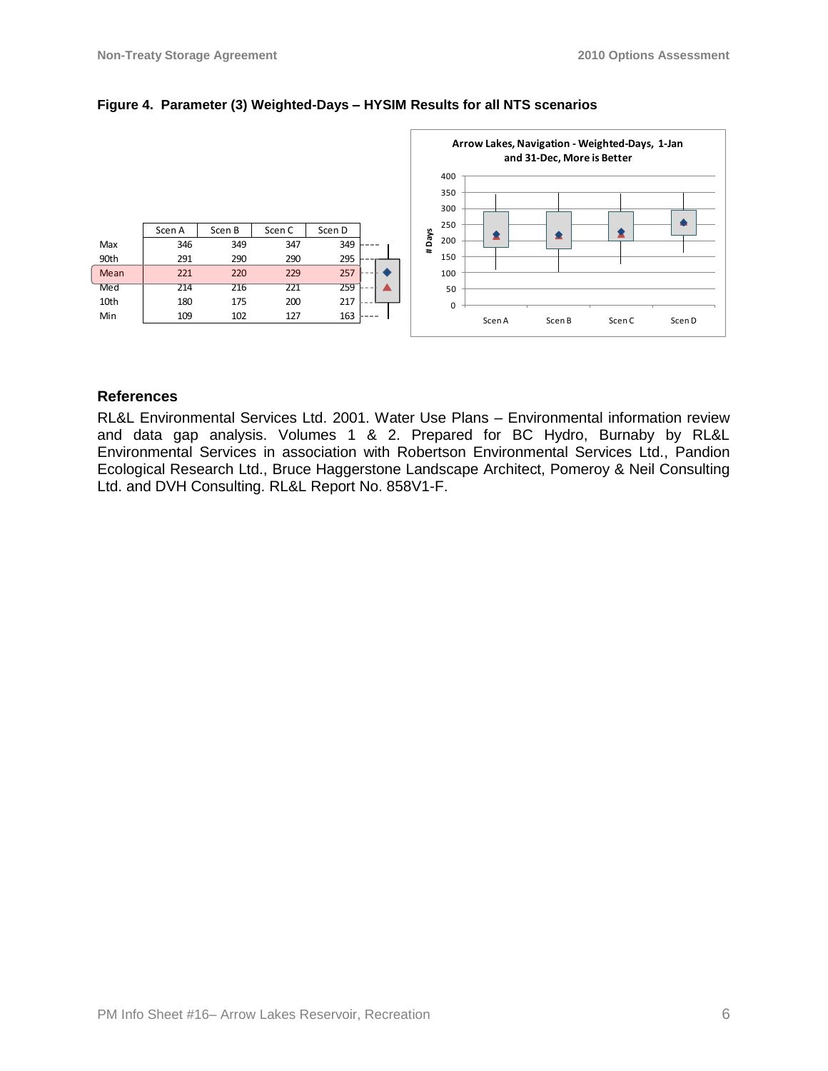**Figure 4. Parameter (3) Weighted-Days – HYSIM Results for all NTS scenarios**

| | Scen A | Scen B | Scen C | Scen D |
|---|---|---|---|---|
| Max | 346 | 349 | 347 | 349 |
| 90th | 291 | 290 | 290 | 295 |
| Mean | 221 | 220 | 229 | 257 |
| Med | 214 | 216 | 221 | 259 |
| 10th | 180 | 175 | 200 | 217 |
| Min | 109 | 102 | 127 | 163 |

Arrow Lakes, Navigation - Weighted-Days, 1-Jan and 31-Dec, More is Better

# Days

400
350
300
250
200
150
100
50
0

Scen A
Scen B
Scen C
Scen D

## References

RL&L Environmental Services Ltd. 2001. Water Use Plans – Environmental information review and data gap analysis. Volumes 1 & 2. Prepared for BC Hydro, Burnaby by RL&L Environmental Services in association with Robertson Environmental Services Ltd., Pandion Ecological Research Ltd., Bruce Haggerstone Landscape Architect, Pomeroy & Neil Consulting Ltd. and DVH Consulting. RL&L Report No. 858V1-F.